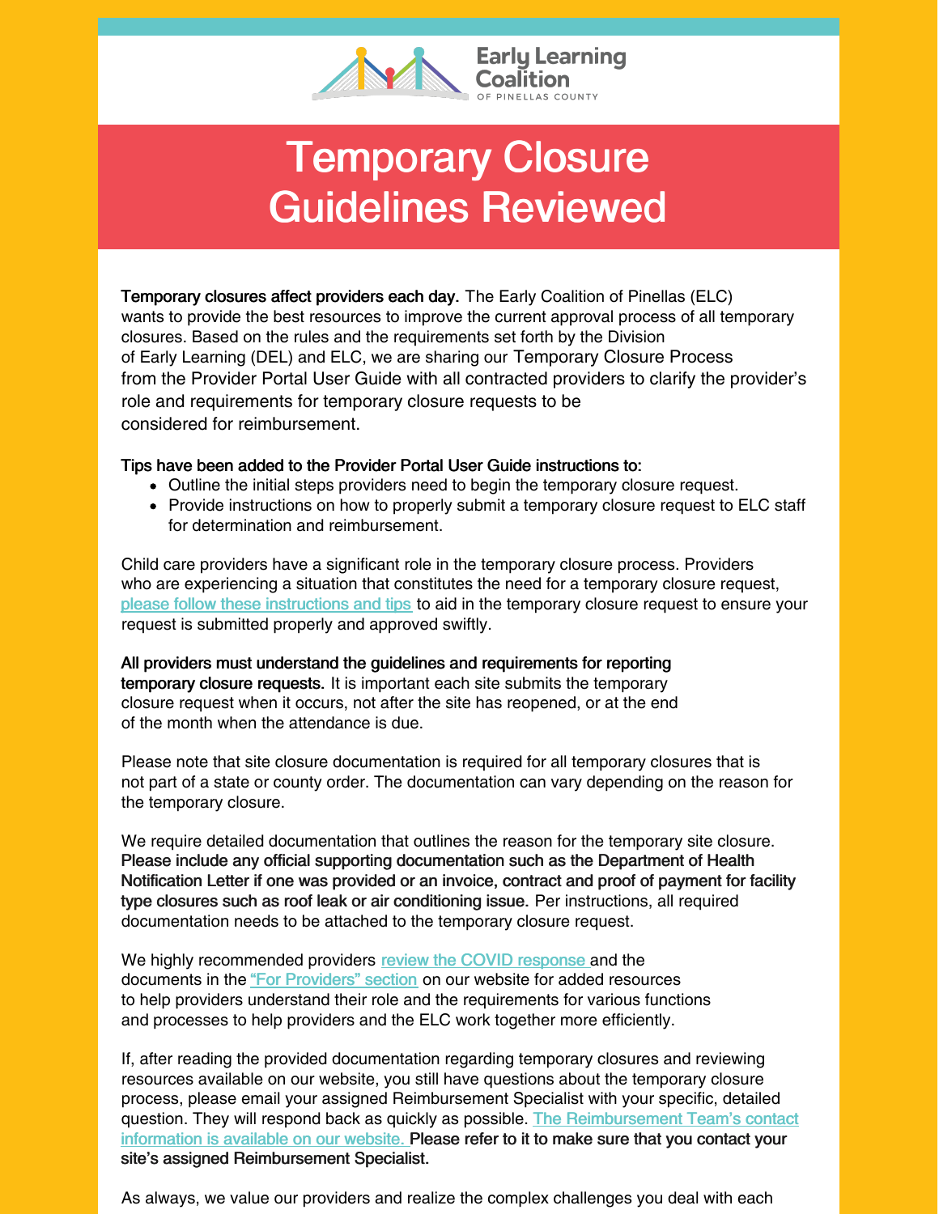# Temporary Closure Guidelines Reviewed

**Temporary closures affect providers each day.** The Early Coalition of Pinellas (ELC) wants to provide the best resources to improve the current approval process of all temporary closures. Based on the rules and the requirements set forth by the Division of Early Learning (DEL) and ELC, we are sharing our Temporary Closure Process from the Provider Portal User Guide with all contracted providers to clarify the provider's role and requirements for temporary closure requests to be considered for reimbursement.

**Tips have been added to the Provider Portal User Guide instructions to:**

- Outline the initial steps providers need to begin the temporary closure request.
- Provide instructions on how to properly submit a temporary closure request to ELC staff for determination and reimbursement.

Child care providers have a significant role in the temporary closure process. Providers who are experiencing a situation that constitutes the need for a temporary closure request, please follow these instructions and tips to aid in the temporary closure request to ensure your request is submitted properly and approved swiftly.

**All providers must understand the guidelines and requirements for reporting temporary closure requests.** It is important each site submits the temporary closure request when it occurs, not after the site has reopened, or at the end of the month when the attendance is due.

Please note that site closure documentation is required for all temporary closures that is not part of a state or county order. The documentation can vary depending on the reason for the temporary closure.

We require detailed documentation that outlines the reason for the temporary site closure. **Please include any official supporting documentation such as the Department of Health Notification Letter if one was provided or an invoice, contract and proof of payment for facility type closures such as roof leak or air conditioning issue.** Per instructions, all required documentation needs to be attached to the temporary closure request.

We highly recommended providers review the COVID response and the documents in the "For Providers" section on our website for added resources to help providers understand their role and the requirements for various functions and processes to help providers and the ELC work together more efficiently.

If, after reading the provided documentation regarding temporary closures and reviewing resources available on our website, you still have questions about the temporary closure process, please email your assigned Reimbursement Specialist with your specific, detailed question. They will respond back as quickly as possible. The Reimbursement Team's contact information is available on our website. **Please refer to it to make sure that you contact your site's assigned Reimbursement Specialist.**

As always, we value our providers and realize the complex challenges you deal with each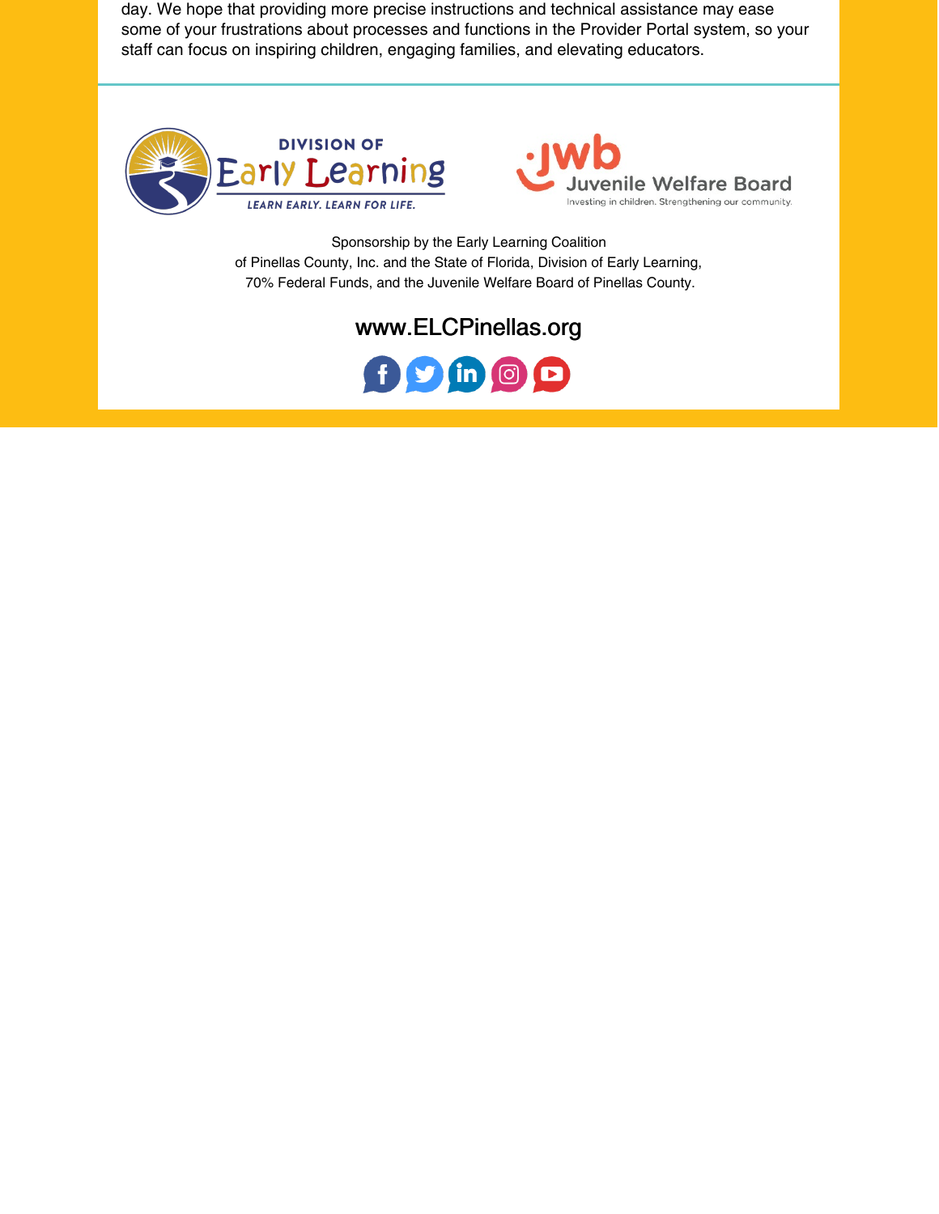day. We hope that providing more precise instructions and technical assistance may ease some of your frustrations about processes and functions in the Provider Portal system, so your staff can focus on inspiring children, engaging families, and elevating educators.

DIVISION OF Early Learning

LEARN EARLY. LEARN FOR LIFE.

jwb Juvenile Welfare Board

Investing in children. Strengthening our community.

Sponsorship by the Early Learning Coalition of Pinellas County, Inc. and the State of Florida, Division of Early Learning, 70% Federal Funds, and the Juvenile Welfare Board of Pinellas County.

www.ELCPinellas.org